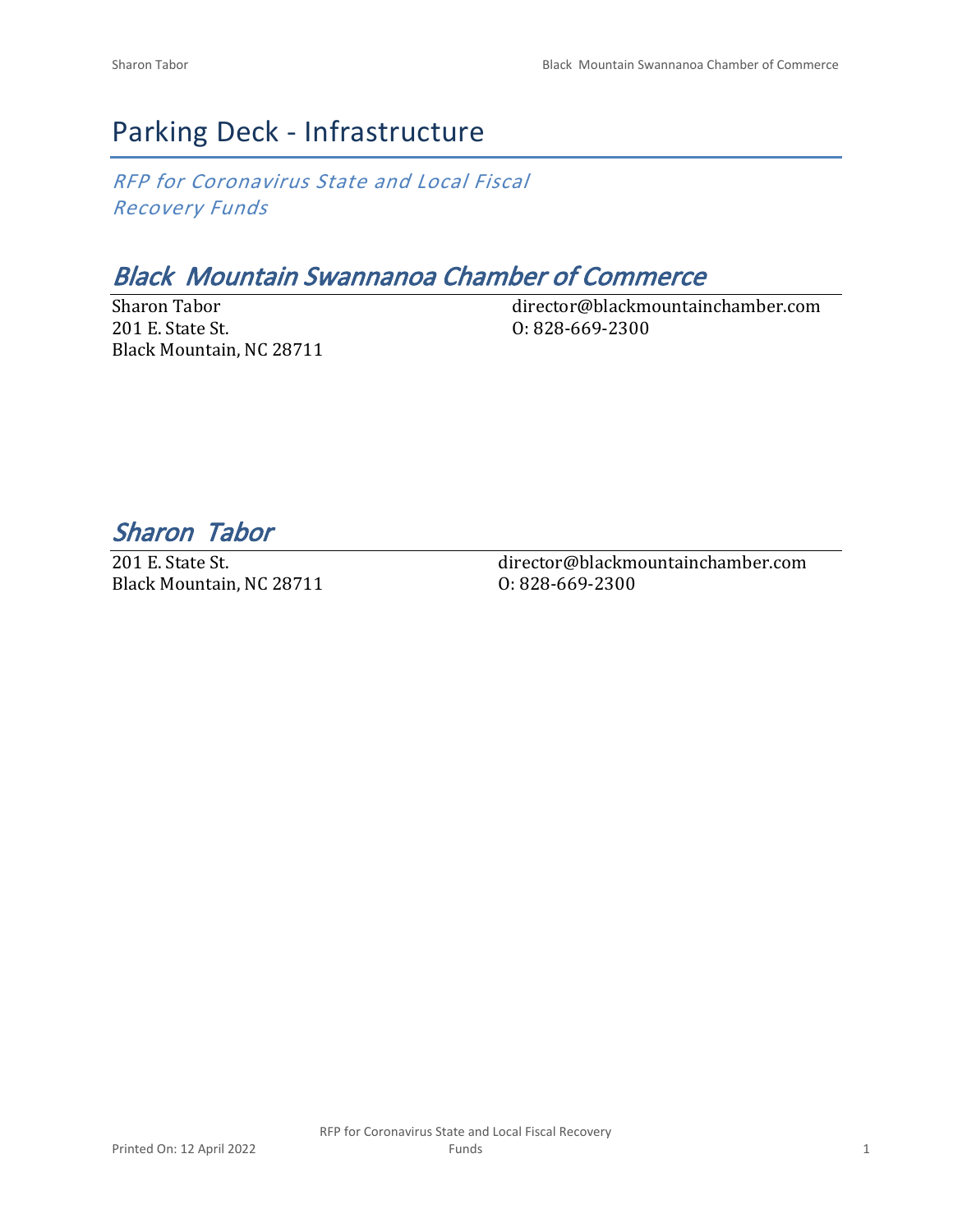# Parking Deck - Infrastructure

*RFP for Coronavirus State and Local Fiscal Recovery Funds*

## *Black  Mountain Swannanoa Chamber of Commerce*

Sharon Tabor
201 E. State St.
Black Mountain, NC 28711

director@blackmountainchamber.com
O: 828-669-2300

## *Sharon  Tabor*

201 E. State St.
Black Mountain, NC 28711

director@blackmountainchamber.com
O: 828-669-2300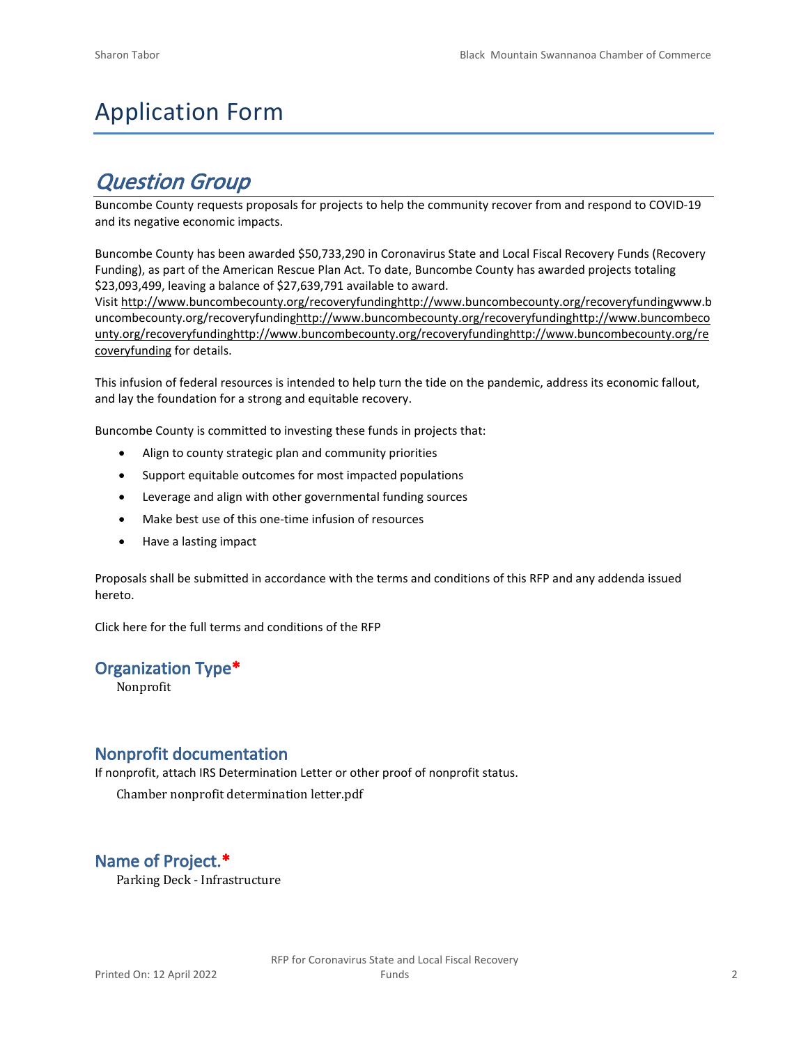# Application Form

## *Question Group*

Buncombe County requests proposals for projects to help the community recover from and respond to COVID-19 and its negative economic impacts.

Buncombe County has been awarded $50,733,290 in Coronavirus State and Local Fiscal Recovery Funds (Recovery Funding), as part of the American Rescue Plan Act. To date, Buncombe County has awarded projects totaling $23,093,499, leaving a balance of $27,639,791 available to award.

Visit http://www.buncombecounty.org/recoveryfundinghttp://www.buncombecounty.org/recoveryfundingwww.buncombecounty.org/recoveryfundinghttp://www.buncombecounty.org/recoveryfundinghttp://www.buncombecounty.org/recoveryfundinghttp://www.buncombecounty.org/recoveryfundinghttp://www.buncombecounty.org/recoveryfunding for details.

This infusion of federal resources is intended to help turn the tide on the pandemic, address its economic fallout, and lay the foundation for a strong and equitable recovery.

Buncombe County is committed to investing these funds in projects that:

- Align to county strategic plan and community priorities
- Support equitable outcomes for most impacted populations
- Leverage and align with other governmental funding sources
- Make best use of this one-time infusion of resources
- Have a lasting impact

Proposals shall be submitted in accordance with the terms and conditions of this RFP and any addenda issued hereto.

Click here for the full terms and conditions of the RFP

### Organization Type*

Nonprofit

### Nonprofit documentation

If nonprofit, attach IRS Determination Letter or other proof of nonprofit status.

Chamber nonprofit determination letter.pdf

### Name of Project.*

Parking Deck - Infrastructure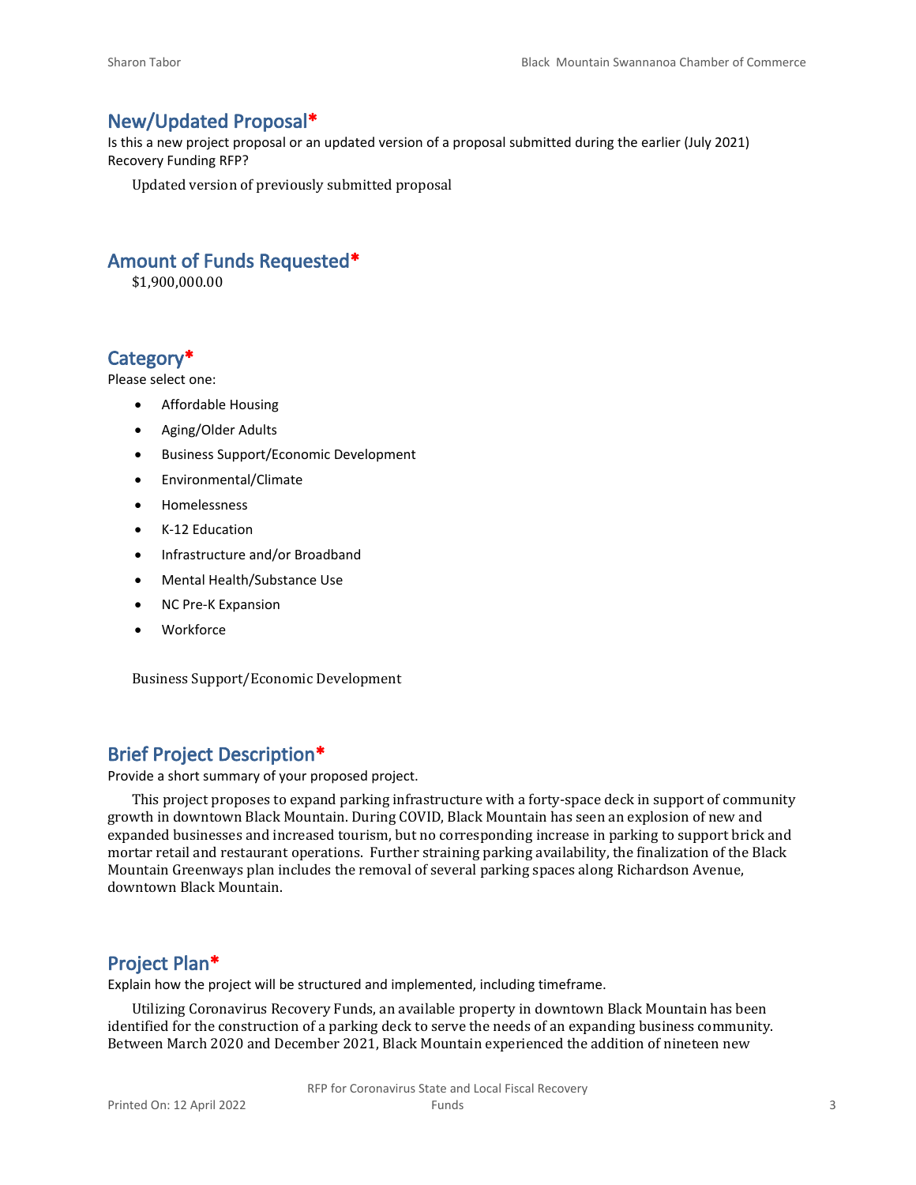## New/Updated Proposal*

Is this a new project proposal or an updated version of a proposal submitted during the earlier (July 2021) Recovery Funding RFP?

Updated version of previously submitted proposal

## Amount of Funds Requested*

$1,900,000.00

## Category*

Please select one:

- Affordable Housing
- Aging/Older Adults
- Business Support/Economic Development
- Environmental/Climate
- Homelessness
- K-12 Education
- Infrastructure and/or Broadband
- Mental Health/Substance Use
- NC Pre-K Expansion
- Workforce

Business Support/Economic Development

## Brief Project Description*

Provide a short summary of your proposed project.

This project proposes to expand parking infrastructure with a forty-space deck in support of community growth in downtown Black Mountain. During COVID, Black Mountain has seen an explosion of new and expanded businesses and increased tourism, but no corresponding increase in parking to support brick and mortar retail and restaurant operations. Further straining parking availability, the finalization of the Black Mountain Greenways plan includes the removal of several parking spaces along Richardson Avenue, downtown Black Mountain.

## Project Plan*

Explain how the project will be structured and implemented, including timeframe.

Utilizing Coronavirus Recovery Funds, an available property in downtown Black Mountain has been identified for the construction of a parking deck to serve the needs of an expanding business community. Between March 2020 and December 2021, Black Mountain experienced the addition of nineteen new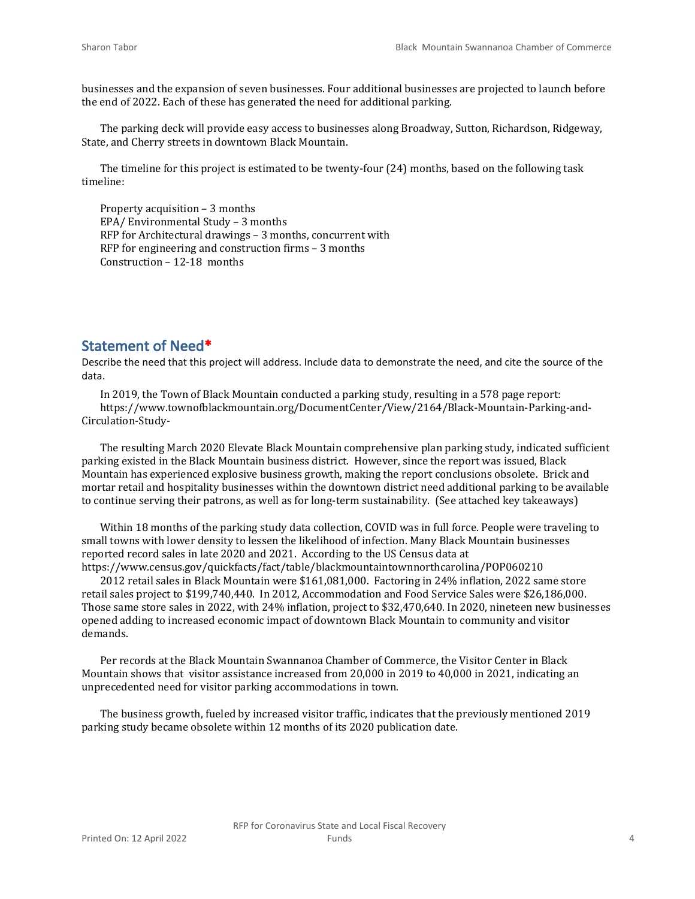businesses and the expansion of seven businesses. Four additional businesses are projected to launch before the end of 2022. Each of these has generated the need for additional parking.

The parking deck will provide easy access to businesses along Broadway, Sutton, Richardson, Ridgeway, State, and Cherry streets in downtown Black Mountain.

The timeline for this project is estimated to be twenty-four (24) months, based on the following task timeline:

Property acquisition – 3 months
EPA/ Environmental Study – 3 months
RFP for Architectural drawings – 3 months, concurrent with
RFP for engineering and construction firms – 3 months
Construction – 12-18 months

## Statement of Need*

Describe the need that this project will address. Include data to demonstrate the need, and cite the source of the data.

In 2019, the Town of Black Mountain conducted a parking study, resulting in a 578 page report: https://www.townofblackmountain.org/DocumentCenter/View/2164/Black-Mountain-Parking-and-Circulation-Study-

The resulting March 2020 Elevate Black Mountain comprehensive plan parking study, indicated sufficient parking existed in the Black Mountain business district. However, since the report was issued, Black Mountain has experienced explosive business growth, making the report conclusions obsolete. Brick and mortar retail and hospitality businesses within the downtown district need additional parking to be available to continue serving their patrons, as well as for long-term sustainability. (See attached key takeaways)

Within 18 months of the parking study data collection, COVID was in full force. People were traveling to small towns with lower density to lessen the likelihood of infection. Many Black Mountain businesses reported record sales in late 2020 and 2021. According to the US Census data at https://www.census.gov/quickfacts/fact/table/blackmountaintownnorthcarolina/POP060210

2012 retail sales in Black Mountain were $161,081,000. Factoring in 24% inflation, 2022 same store retail sales project to $199,740,440. In 2012, Accommodation and Food Service Sales were $26,186,000. Those same store sales in 2022, with 24% inflation, project to $32,470,640. In 2020, nineteen new businesses opened adding to increased economic impact of downtown Black Mountain to community and visitor demands.

Per records at the Black Mountain Swannanoa Chamber of Commerce, the Visitor Center in Black Mountain shows that visitor assistance increased from 20,000 in 2019 to 40,000 in 2021, indicating an unprecedented need for visitor parking accommodations in town.

The business growth, fueled by increased visitor traffic, indicates that the previously mentioned 2019 parking study became obsolete within 12 months of its 2020 publication date.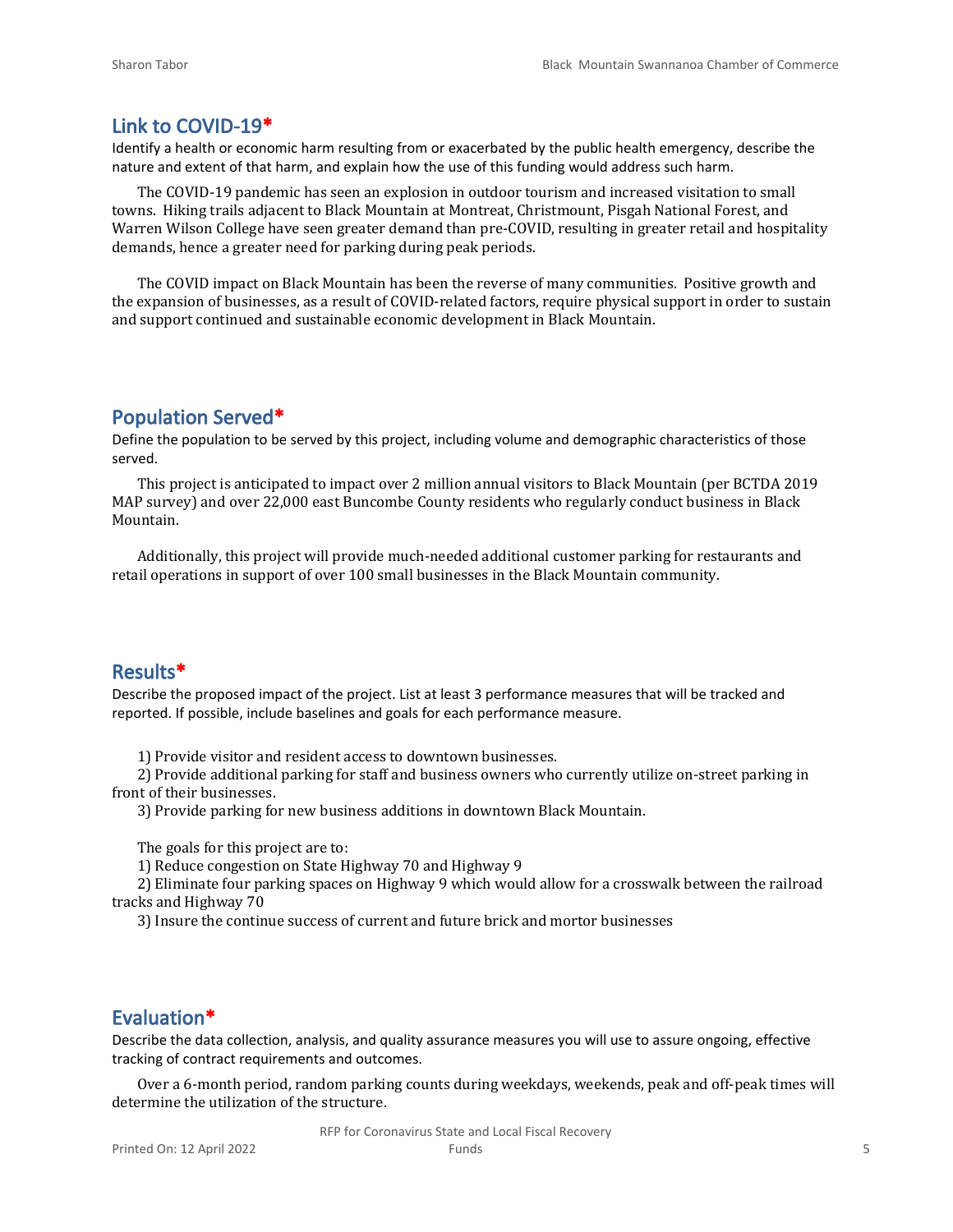## Link to COVID-19*

Identify a health or economic harm resulting from or exacerbated by the public health emergency, describe the nature and extent of that harm, and explain how the use of this funding would address such harm.

The COVID-19 pandemic has seen an explosion in outdoor tourism and increased visitation to small towns. Hiking trails adjacent to Black Mountain at Montreat, Christmount, Pisgah National Forest, and Warren Wilson College have seen greater demand than pre-COVID, resulting in greater retail and hospitality demands, hence a greater need for parking during peak periods.

The COVID impact on Black Mountain has been the reverse of many communities. Positive growth and the expansion of businesses, as a result of COVID-related factors, require physical support in order to sustain and support continued and sustainable economic development in Black Mountain.

## Population Served*

Define the population to be served by this project, including volume and demographic characteristics of those served.

This project is anticipated to impact over 2 million annual visitors to Black Mountain (per BCTDA 2019 MAP survey) and over 22,000 east Buncombe County residents who regularly conduct business in Black Mountain.

Additionally, this project will provide much-needed additional customer parking for restaurants and retail operations in support of over 100 small businesses in the Black Mountain community.

## Results*

Describe the proposed impact of the project. List at least 3 performance measures that will be tracked and reported. If possible, include baselines and goals for each performance measure.

1) Provide visitor and resident access to downtown businesses.
2) Provide additional parking for staff and business owners who currently utilize on-street parking in front of their businesses.
3) Provide parking for new business additions in downtown Black Mountain.

The goals for this project are to:

1) Reduce congestion on State Highway 70 and Highway 9
2) Eliminate four parking spaces on Highway 9 which would allow for a crosswalk between the railroad tracks and Highway 70
3) Insure the continue success of current and future brick and mortor businesses

## Evaluation*

Describe the data collection, analysis, and quality assurance measures you will use to assure ongoing, effective tracking of contract requirements and outcomes.

Over a 6-month period, random parking counts during weekdays, weekends, peak and off-peak times will determine the utilization of the structure.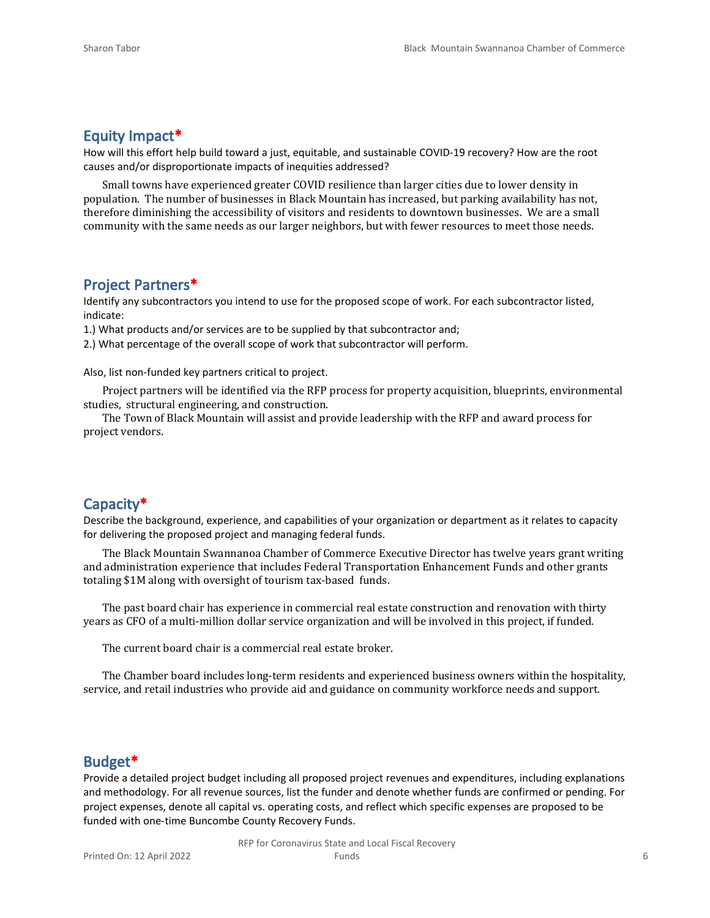## Equity Impact*

How will this effort help build toward a just, equitable, and sustainable COVID-19 recovery? How are the root causes and/or disproportionate impacts of inequities addressed?

Small towns have experienced greater COVID resilience than larger cities due to lower density in population. The number of businesses in Black Mountain has increased, but parking availability has not, therefore diminishing the accessibility of visitors and residents to downtown businesses. We are a small community with the same needs as our larger neighbors, but with fewer resources to meet those needs.

## Project Partners*

Identify any subcontractors you intend to use for the proposed scope of work. For each subcontractor listed, indicate:

1.) What products and/or services are to be supplied by that subcontractor and;

2.) What percentage of the overall scope of work that subcontractor will perform.

Also, list non-funded key partners critical to project.

Project partners will be identified via the RFP process for property acquisition, blueprints, environmental studies, structural engineering, and construction.

The Town of Black Mountain will assist and provide leadership with the RFP and award process for project vendors.

## Capacity*

Describe the background, experience, and capabilities of your organization or department as it relates to capacity for delivering the proposed project and managing federal funds.

The Black Mountain Swannanoa Chamber of Commerce Executive Director has twelve years grant writing and administration experience that includes Federal Transportation Enhancement Funds and other grants totaling $1M along with oversight of tourism tax-based funds.

The past board chair has experience in commercial real estate construction and renovation with thirty years as CFO of a multi-million dollar service organization and will be involved in this project, if funded.

The current board chair is a commercial real estate broker.

The Chamber board includes long-term residents and experienced business owners within the hospitality, service, and retail industries who provide aid and guidance on community workforce needs and support.

## Budget*

Provide a detailed project budget including all proposed project revenues and expenditures, including explanations and methodology. For all revenue sources, list the funder and denote whether funds are confirmed or pending. For project expenses, denote all capital vs. operating costs, and reflect which specific expenses are proposed to be funded with one-time Buncombe County Recovery Funds.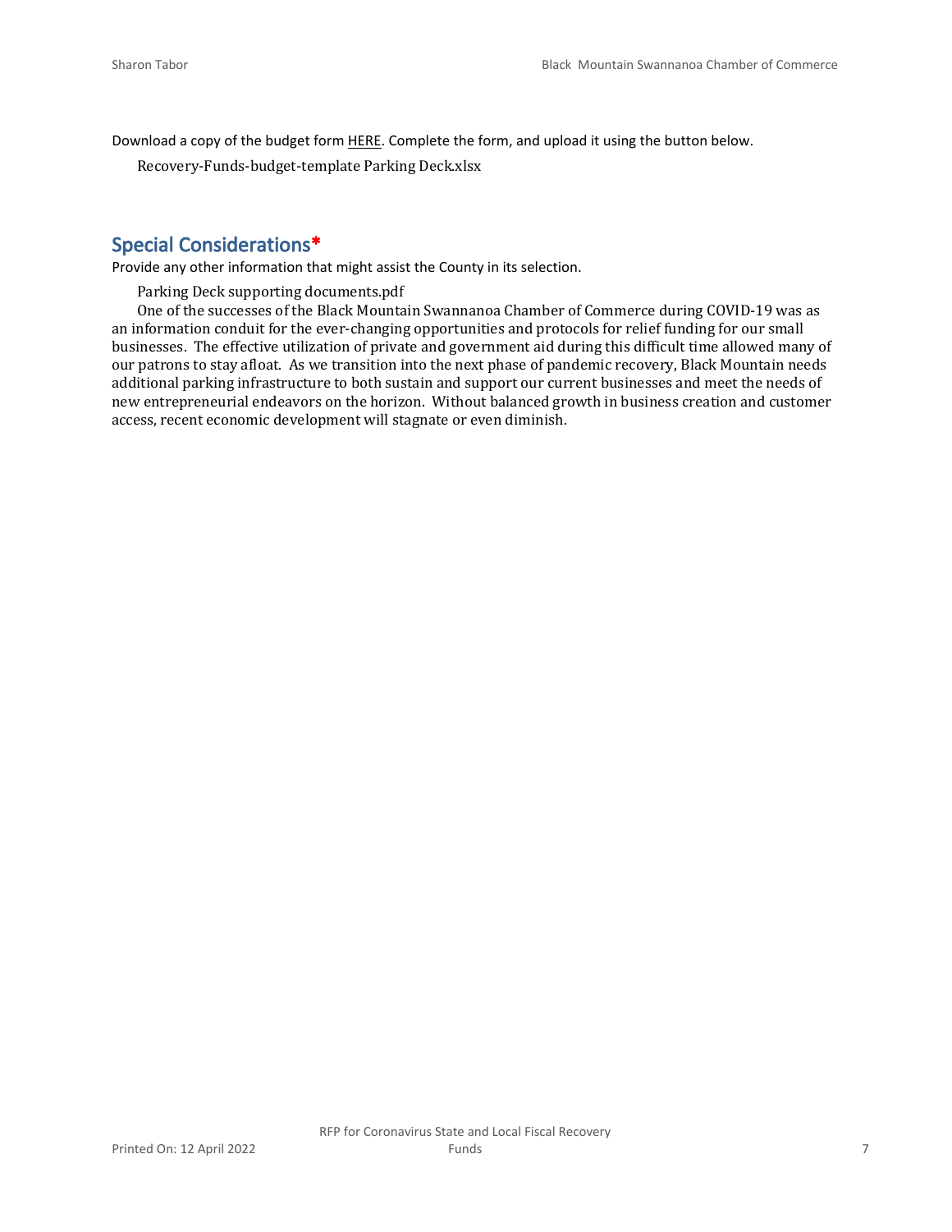Download a copy of the budget form HERE. Complete the form, and upload it using the button below.

Recovery-Funds-budget-template Parking Deck.xlsx

## Special Considerations*

Provide any other information that might assist the County in its selection.

Parking Deck supporting documents.pdf

One of the successes of the Black Mountain Swannanoa Chamber of Commerce during COVID-19 was as an information conduit for the ever-changing opportunities and protocols for relief funding for our small businesses. The effective utilization of private and government aid during this difficult time allowed many of our patrons to stay afloat. As we transition into the next phase of pandemic recovery, Black Mountain needs additional parking infrastructure to both sustain and support our current businesses and meet the needs of new entrepreneurial endeavors on the horizon. Without balanced growth in business creation and customer access, recent economic development will stagnate or even diminish.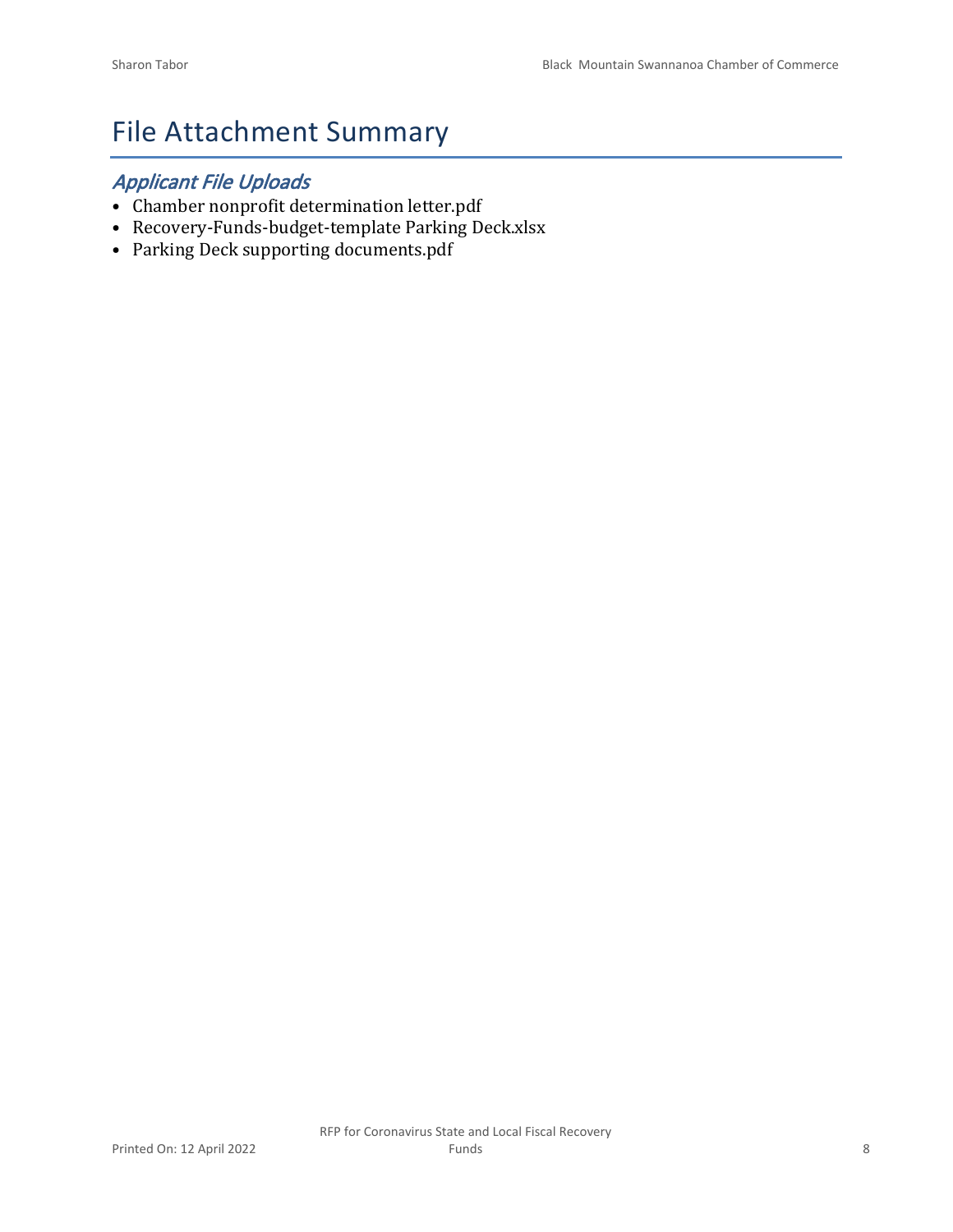# File Attachment Summary

## *Applicant File Uploads*

- Chamber nonprofit determination letter.pdf
- Recovery-Funds-budget-template Parking Deck.xlsx
- Parking Deck supporting documents.pdf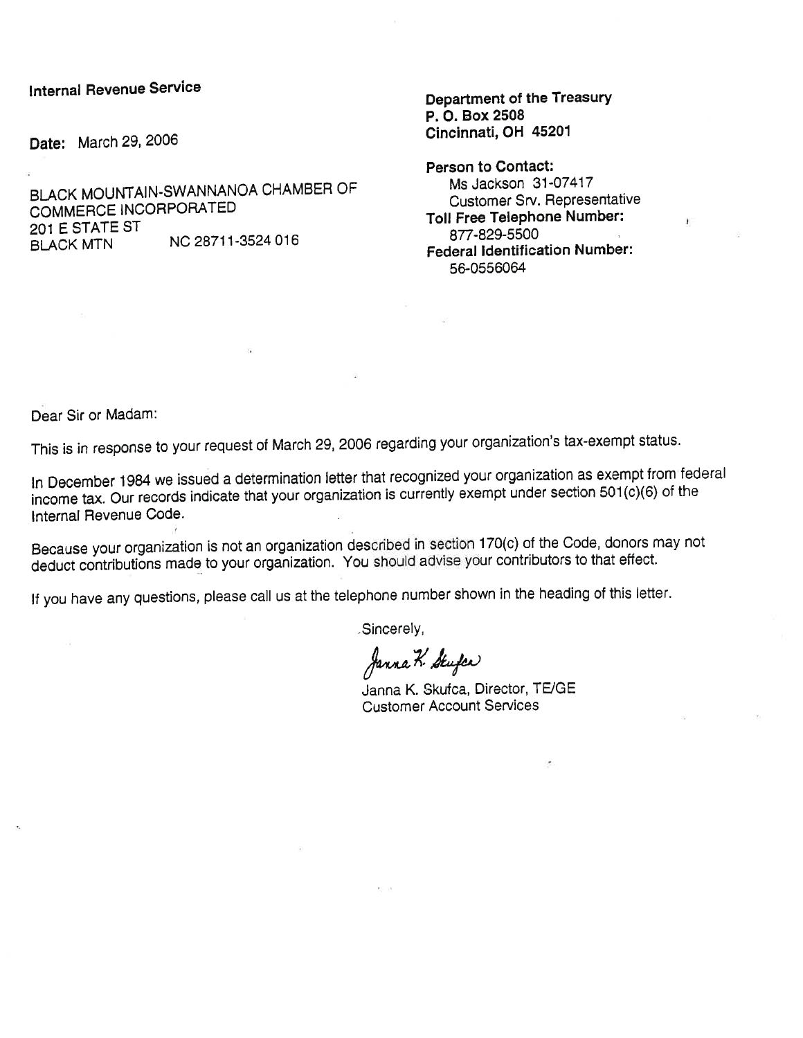**Internal Revenue Service**

**Date:** March 29, 2006

BLACK MOUNTAIN-SWANNANOA CHAMBER OF COMMERCE INCORPORATED
201 E STATE ST
BLACK MTN NC 28711-3524 016

**Department of the Treasury**
**P. O. Box 2508**
**Cincinnati, OH 45201**

**Person to Contact:**
Ms Jackson 31-07417
Customer Srv. Representative
**Toll Free Telephone Number:**
877-829-5500
**Federal Identification Number:**
56-0556064

Dear Sir or Madam:

This is in response to your request of March 29, 2006 regarding your organization's tax-exempt status.

In December 1984 we issued a determination letter that recognized your organization as exempt from federal income tax. Our records indicate that your organization is currently exempt under section 501(c)(6) of the Internal Revenue Code.

Because your organization is not an organization described in section 170(c) of the Code, donors may not deduct contributions made to your organization. You should advise your contributors to that effect.

If you have any questions, please call us at the telephone number shown in the heading of this letter.

Sincerely,

Janna K. Skufca

Janna K. Skufca, Director, TE/GE
Customer Account Services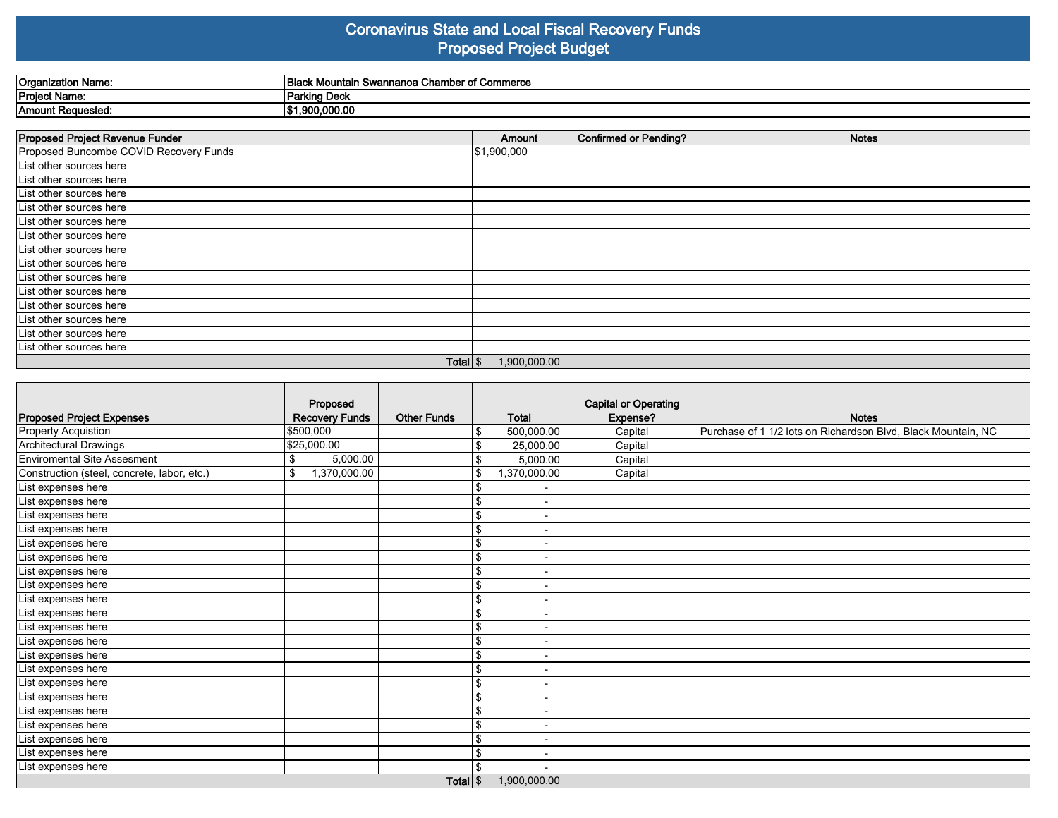# Coronavirus State and Local Fiscal Recovery Funds
## Proposed Project Budget

| | |
|---|---|
| **Organization Name:** | **Black Mountain Swannanoa Chamber of Commerce** |
| **Project Name:** | **Parking Deck** |
| **Amount Requested:** | **$1,900,000.00** |

| Proposed Project Revenue Funder | Amount | Confirmed or Pending? | Notes |
|---|---|---|---|
| Proposed Buncombe COVID Recovery Funds | $1,900,000 | | |
| List other sources here | | | |
| List other sources here | | | |
| List other sources here | | | |
| List other sources here | | | |
| List other sources here | | | |
| List other sources here | | | |
| List other sources here | | | |
| List other sources here | | | |
| List other sources here | | | |
| List other sources here | | | |
| List other sources here | | | |
| List other sources here | | | |
| List other sources here | | | |
| List other sources here | | | |
| **Total** | $ 1,900,000.00 | | |

| Proposed Project Expenses | Proposed Recovery Funds | Other Funds | Total | Capital or Operating Expense? | Notes |
|---|---|---|---|---|---|
| Property Acquistion | $500,000 | | $ 500,000.00 | Capital | Purchase of 1 1/2 lots on Richardson Blvd, Black Mountain, NC |
| Architectural Drawings | $25,000.00 | | $ 25,000.00 | Capital | |
| Enviromental Site Assesment | $ 5,000.00 | | $ 5,000.00 | Capital | |
| Construction (steel, concrete, labor, etc.) | $ 1,370,000.00 | | $ 1,370,000.00 | Capital | |
| List expenses here | | | $ - | | |
| List expenses here | | | $ - | | |
| List expenses here | | | $ - | | |
| List expenses here | | | $ - | | |
| List expenses here | | | $ - | | |
| List expenses here | | | $ - | | |
| List expenses here | | | $ - | | |
| List expenses here | | | $ - | | |
| List expenses here | | | $ - | | |
| List expenses here | | | $ - | | |
| List expenses here | | | $ - | | |
| List expenses here | | | $ - | | |
| List expenses here | | | $ - | | |
| List expenses here | | | $ - | | |
| List expenses here | | | $ - | | |
| List expenses here | | | $ - | | |
| List expenses here | | | $ - | | |
| List expenses here | | | $ - | | |
| List expenses here | | | $ - | | |
| List expenses here | | | $ - | | |
| List expenses here | | | $ - | | |
| **Total** | | | $ 1,900,000.00 | | |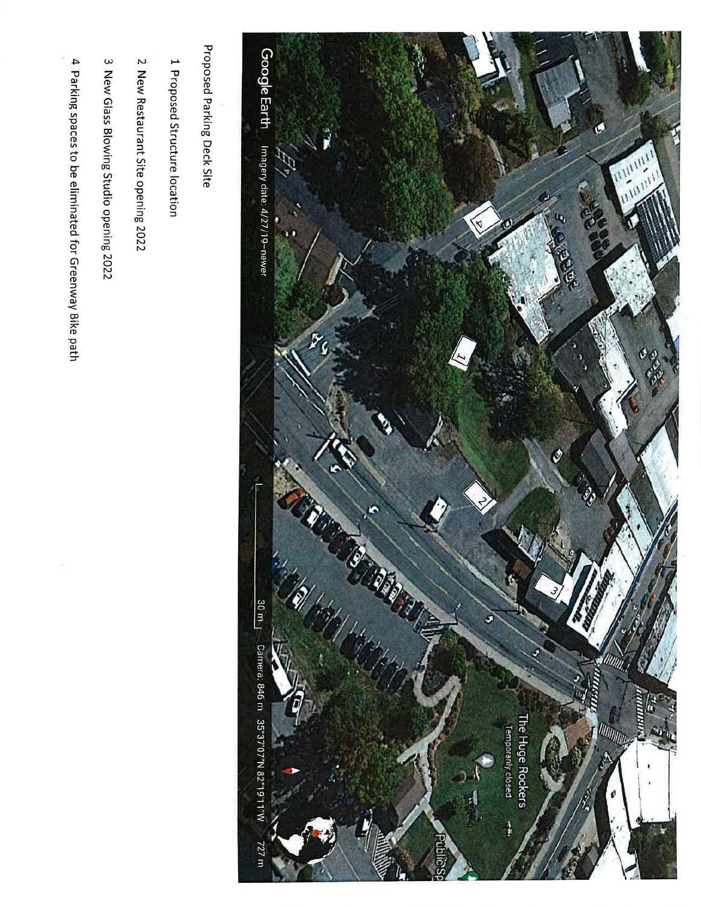Proposed Parking Deck Site

1 Proposed Structure location

2 New Restaurant Site opening 2022

3 New Glass Blowing Studio opening 2022

4 Parking spaces to be eliminated for Greenway Bike path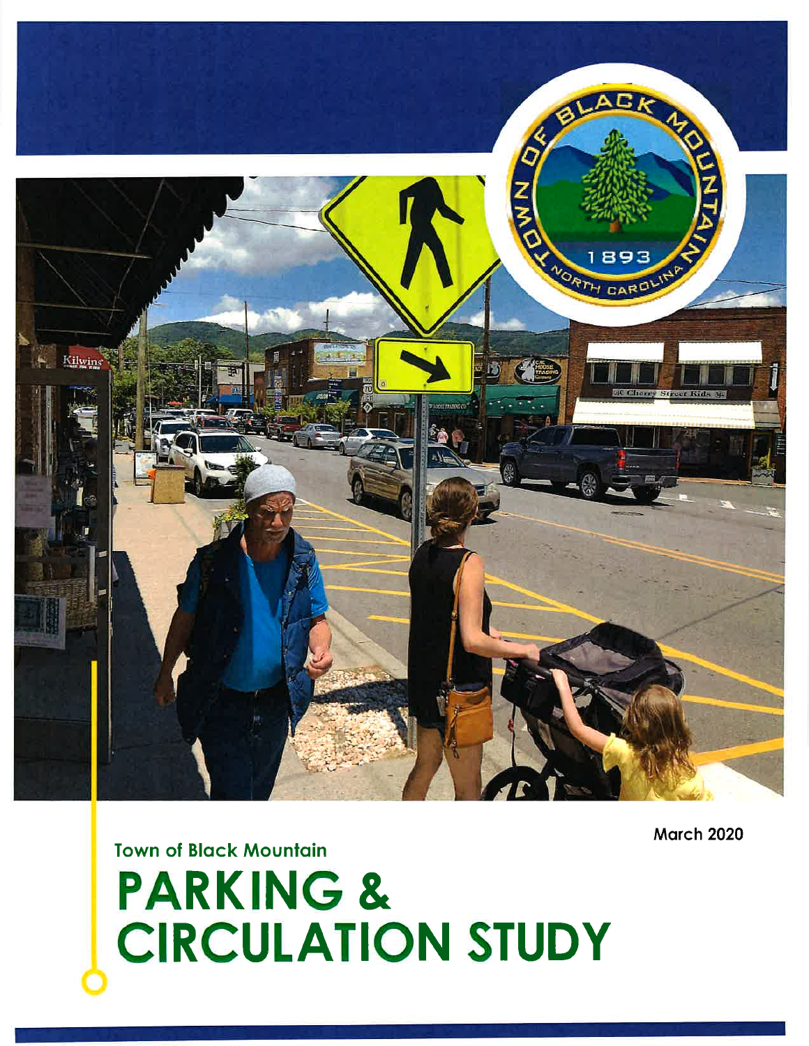Town of Black Mountain

# PARKING & CIRCULATION STUDY

March 2020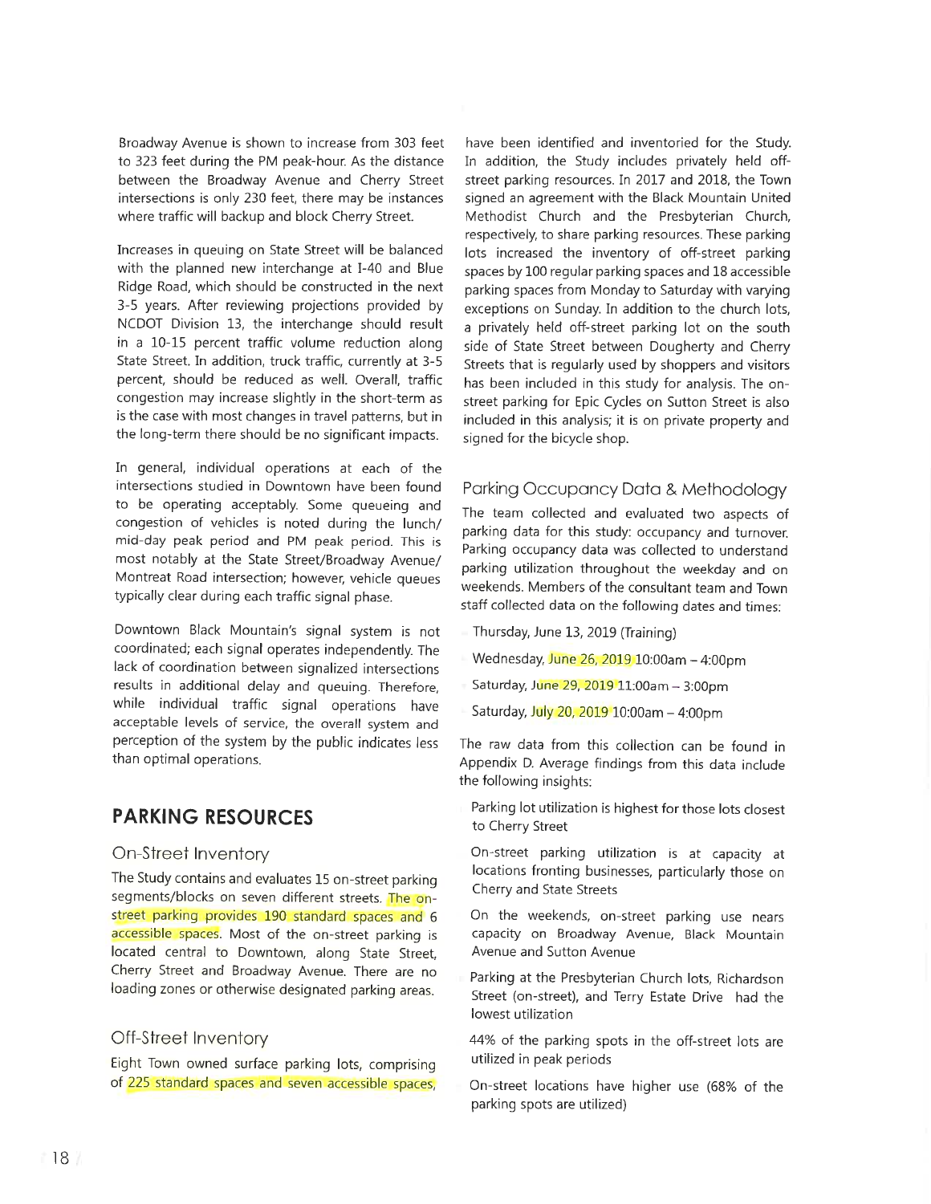Broadway Avenue is shown to increase from 303 feet to 323 feet during the PM peak-hour. As the distance between the Broadway Avenue and Cherry Street intersections is only 230 feet, there may be instances where traffic will backup and block Cherry Street.

Increases in queuing on State Street will be balanced with the planned new interchange at I-40 and Blue Ridge Road, which should be constructed in the next 3-5 years. After reviewing projections provided by NCDOT Division 13, the interchange should result in a 10-15 percent traffic volume reduction along State Street. In addition, truck traffic, currently at 3-5 percent, should be reduced as well. Overall, traffic congestion may increase slightly in the short-term as is the case with most changes in travel patterns, but in the long-term there should be no significant impacts.

In general, individual operations at each of the intersections studied in Downtown have been found to be operating acceptably. Some queueing and congestion of vehicles is noted during the lunch/mid-day peak period and PM peak period. This is most notably at the State Street/Broadway Avenue/Montreat Road intersection; however, vehicle queues typically clear during each traffic signal phase.

Downtown Black Mountain's signal system is not coordinated; each signal operates independently. The lack of coordination between signalized intersections results in additional delay and queuing. Therefore, while individual traffic signal operations have acceptable levels of service, the overall system and perception of the system by the public indicates less than optimal operations.

## PARKING RESOURCES

### On-Street Inventory

The Study contains and evaluates 15 on-street parking segments/blocks on seven different streets. The on-street parking provides 190 standard spaces and 6 accessible spaces. Most of the on-street parking is located central to Downtown, along State Street, Cherry Street and Broadway Avenue. There are no loading zones or otherwise designated parking areas.

### Off-Street Inventory

Eight Town owned surface parking lots, comprising of 225 standard spaces and seven accessible spaces, have been identified and inventoried for the Study. In addition, the Study includes privately held off-street parking resources. In 2017 and 2018, the Town signed an agreement with the Black Mountain United Methodist Church and the Presbyterian Church, respectively, to share parking resources. These parking lots increased the inventory of off-street parking spaces by 100 regular parking spaces and 18 accessible parking spaces from Monday to Saturday with varying exceptions on Sunday. In addition to the church lots, a privately held off-street parking lot on the south side of State Street between Dougherty and Cherry Streets that is regularly used by shoppers and visitors has been included in this study for analysis. The on-street parking for Epic Cycles on Sutton Street is also included in this analysis; it is on private property and signed for the bicycle shop.

### Parking Occupancy Data & Methodology

The team collected and evaluated two aspects of parking data for this study: occupancy and turnover. Parking occupancy data was collected to understand parking utilization throughout the weekday and on weekends. Members of the consultant team and Town staff collected data on the following dates and times:

- Thursday, June 13, 2019 (Training)
- Wednesday, June 26, 2019 10:00am – 4:00pm
- Saturday, June 29, 2019 11:00am – 3:00pm
- Saturday, July 20, 2019 10:00am – 4:00pm

The raw data from this collection can be found in Appendix D. Average findings from this data include the following insights:

- Parking lot utilization is highest for those lots closest to Cherry Street
- On-street parking utilization is at capacity at locations fronting businesses, particularly those on Cherry and State Streets
- On the weekends, on-street parking use nears capacity on Broadway Avenue, Black Mountain Avenue and Sutton Avenue
- Parking at the Presbyterian Church lots, Richardson Street (on-street), and Terry Estate Drive had the lowest utilization
- 44% of the parking spots in the off-street lots are utilized in peak periods
- On-street locations have higher use (68% of the parking spots are utilized)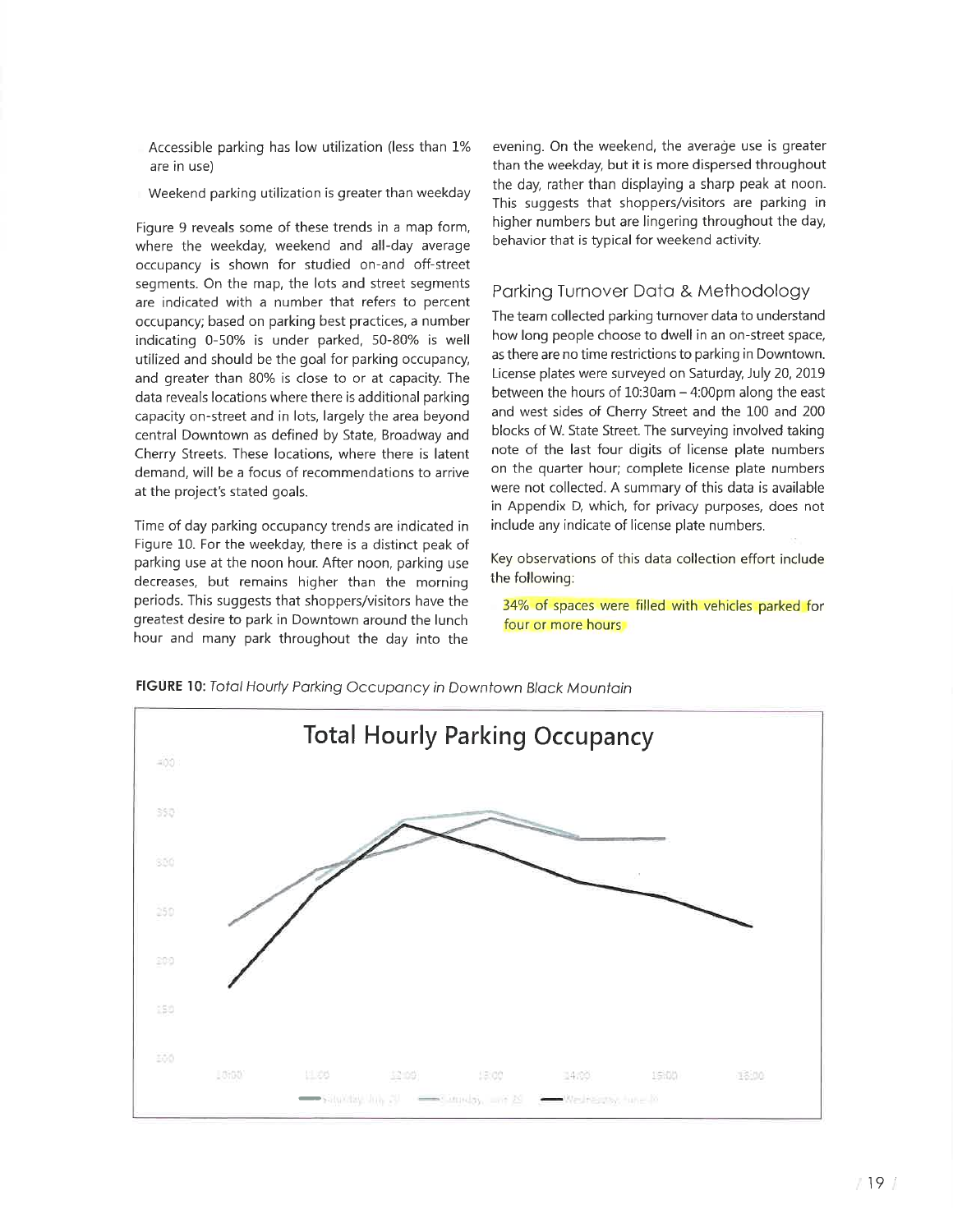Accessible parking has low utilization (less than 1% are in use)

Weekend parking utilization is greater than weekday

Figure 9 reveals some of these trends in a map form, where the weekday, weekend and all-day average occupancy is shown for studied on-and off-street segments. On the map, the lots and street segments are indicated with a number that refers to percent occupancy; based on parking best practices, a number indicating 0-50% is under parked, 50-80% is well utilized and should be the goal for parking occupancy, and greater than 80% is close to or at capacity. The data reveals locations where there is additional parking capacity on-street and in lots, largely the area beyond central Downtown as defined by State, Broadway and Cherry Streets. These locations, where there is latent demand, will be a focus of recommendations to arrive at the project's stated goals.

Time of day parking occupancy trends are indicated in Figure 10. For the weekday, there is a distinct peak of parking use at the noon hour. After noon, parking use decreases, but remains higher than the morning periods. This suggests that shoppers/visitors have the greatest desire to park in Downtown around the lunch hour and many park throughout the day into the evening. On the weekend, the average use is greater than the weekday, but it is more dispersed throughout the day, rather than displaying a sharp peak at noon. This suggests that shoppers/visitors are parking in higher numbers but are lingering throughout the day, behavior that is typical for weekend activity.

## Parking Turnover Data & Methodology

The team collected parking turnover data to understand how long people choose to dwell in an on-street space, as there are no time restrictions to parking in Downtown. License plates were surveyed on Saturday, July 20, 2019 between the hours of 10:30am – 4:00pm along the east and west sides of Cherry Street and the 100 and 200 blocks of W. State Street. The surveying involved taking note of the last four digits of license plate numbers on the quarter hour; complete license plate numbers were not collected. A summary of this data is available in Appendix D, which, for privacy purposes, does not include any indicate of license plate numbers.

Key observations of this data collection effort include the following:

34% of spaces were filled with vehicles parked for four or more hours

**FIGURE 10:** *Total Hourly Parking Occupancy in Downtown Black Mountain*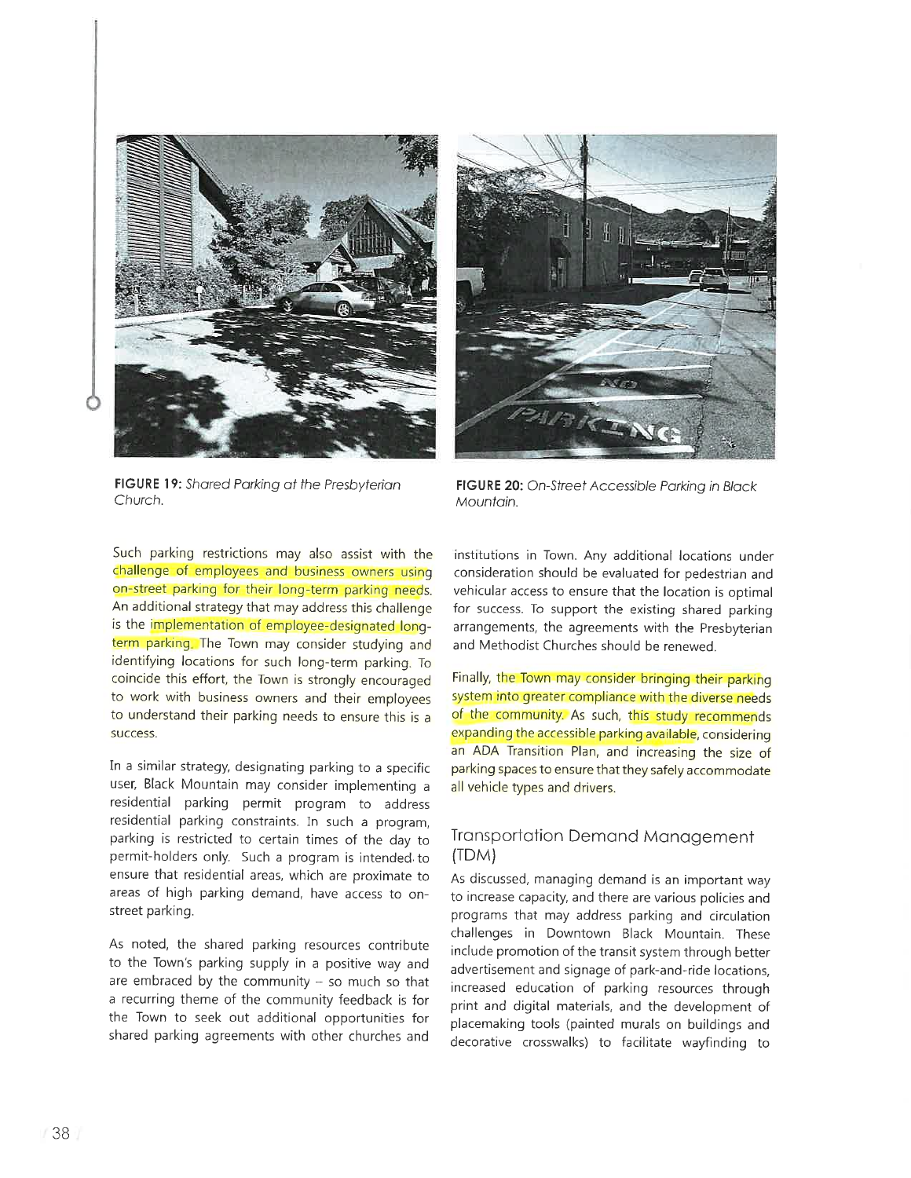FIGURE 19: *Shared Parking at the Presbyterian Church.*

FIGURE 20: *On-Street Accessible Parking in Black Mountain.*

Such parking restrictions may also assist with the challenge of employees and business owners using on-street parking for their long-term parking needs. An additional strategy that may address this challenge is the implementation of employee-designated long-term parking. The Town may consider studying and identifying locations for such long-term parking. To coincide this effort, the Town is strongly encouraged to work with business owners and their employees to understand their parking needs to ensure this is a success.

In a similar strategy, designating parking to a specific user, Black Mountain may consider implementing a residential parking permit program to address residential parking constraints. In such a program, parking is restricted to certain times of the day to permit-holders only. Such a program is intended to ensure that residential areas, which are proximate to areas of high parking demand, have access to on-street parking.

As noted, the shared parking resources contribute to the Town's parking supply in a positive way and are embraced by the community – so much so that a recurring theme of the community feedback is for the Town to seek out additional opportunities for shared parking agreements with other churches and institutions in Town. Any additional locations under consideration should be evaluated for pedestrian and vehicular access to ensure that the location is optimal for success. To support the existing shared parking arrangements, the agreements with the Presbyterian and Methodist Churches should be renewed.

Finally, the Town may consider bringing their parking system into greater compliance with the diverse needs of the community. As such, this study recommends expanding the accessible parking available, considering an ADA Transition Plan, and increasing the size of parking spaces to ensure that they safely accommodate all vehicle types and drivers.

## Transportation Demand Management (TDM)

As discussed, managing demand is an important way to increase capacity, and there are various policies and programs that may address parking and circulation challenges in Downtown Black Mountain. These include promotion of the transit system through better advertisement and signage of park-and-ride locations, increased education of parking resources through print and digital materials, and the development of placemaking tools (painted murals on buildings and decorative crosswalks) to facilitate wayfinding to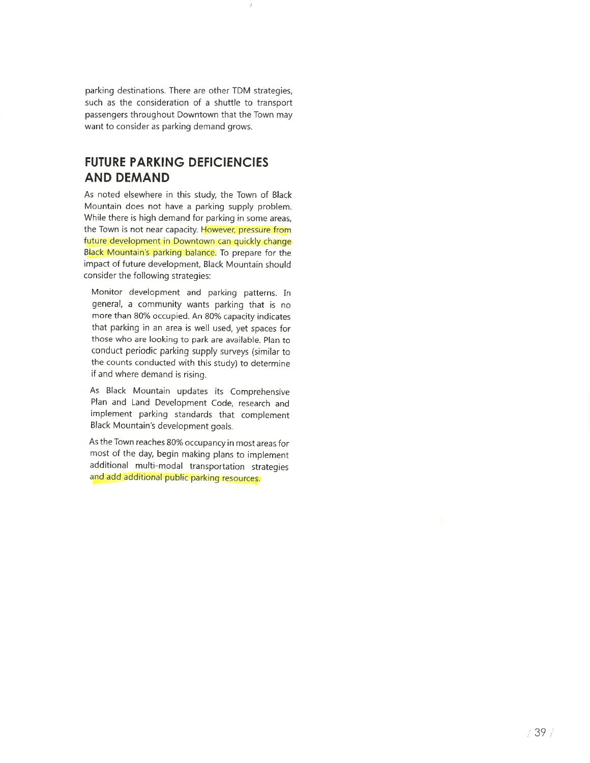parking destinations. There are other TDM strategies, such as the consideration of a shuttle to transport passengers throughout Downtown that the Town may want to consider as parking demand grows.

## FUTURE PARKING DEFICIENCIES AND DEMAND

As noted elsewhere in this study, the Town of Black Mountain does not have a parking supply problem. While there is high demand for parking in some areas, the Town is not near capacity. However, pressure from future development in Downtown can quickly change Black Mountain's parking balance. To prepare for the impact of future development, Black Mountain should consider the following strategies:

- Monitor development and parking patterns. In general, a community wants parking that is no more than 80% occupied. An 80% capacity indicates that parking in an area is well used, yet spaces for those who are looking to park are available. Plan to conduct periodic parking supply surveys (similar to the counts conducted with this study) to determine if and where demand is rising.
- As Black Mountain updates its Comprehensive Plan and Land Development Code, research and implement parking standards that complement Black Mountain's development goals.
- As the Town reaches 80% occupancy in most areas for most of the day, begin making plans to implement additional multi-modal transportation strategies and add additional public parking resources.